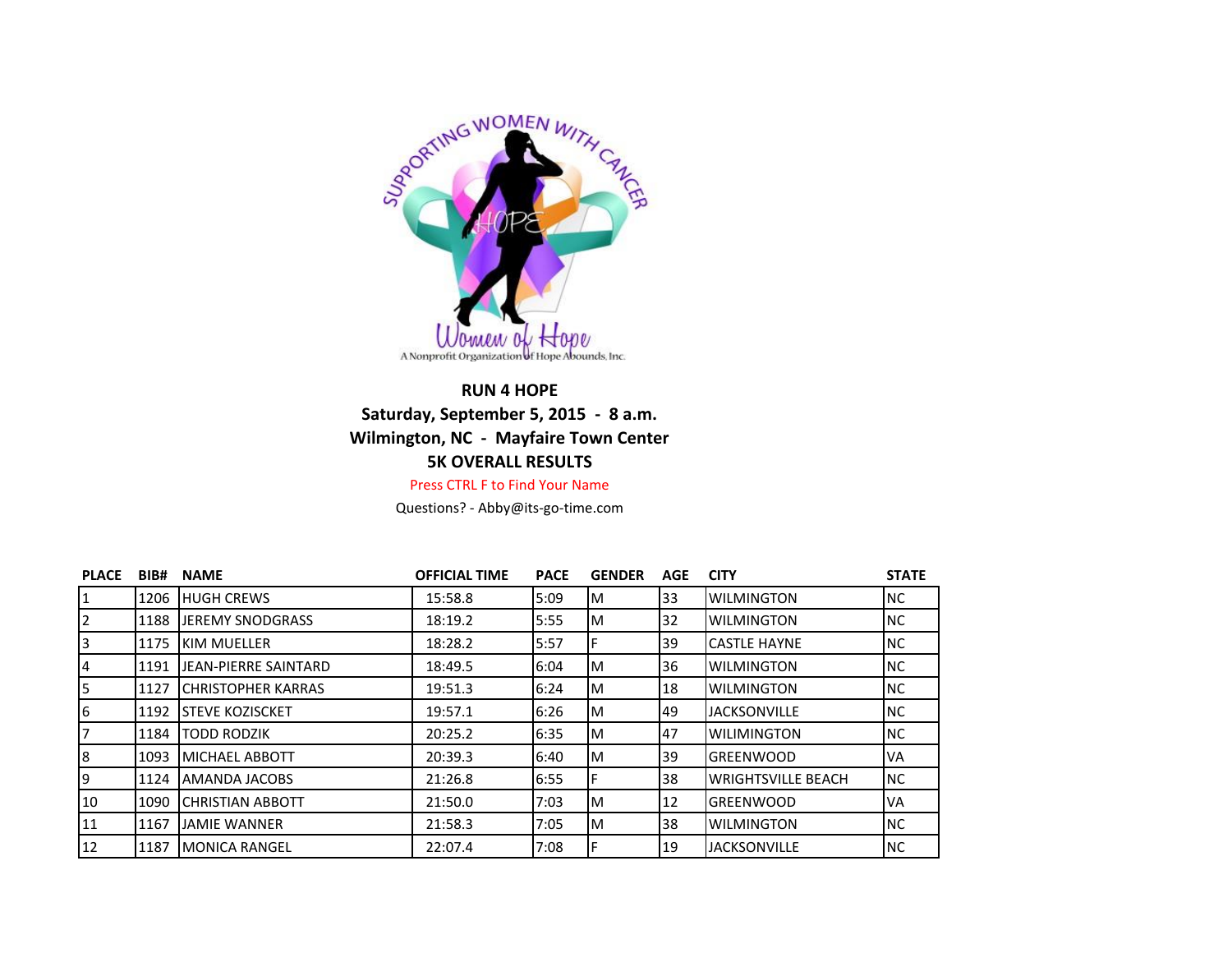SUPPORTING WOMEN WITH CANCER

HOPE

Women of Hope

A Nonprofit Organization of Hope Abounds, Inc.

**RUN 4 HOPE**

**Saturday, September 5, 2015 - 8 a.m.**

**Wilmington, NC - Mayfaire Town Center**

**5K OVERALL RESULTS**

Press CTRL F to Find Your Name

Questions? - Abby@its-go-time.com

| PLACE | BIB# | NAME | OFFICIAL TIME | PACE | GENDER | AGE | CITY | STATE |
|---|---|---|---|---|---|---|---|---|
| 1 | 1206 | HUGH CREWS | 15:58.8 | 5:09 | M | 33 | WILMINGTON | NC |
| 2 | 1188 | JEREMY SNODGRASS | 18:19.2 | 5:55 | M | 32 | WILMINGTON | NC |
| 3 | 1175 | KIM MUELLER | 18:28.2 | 5:57 | F | 39 | CASTLE HAYNE | NC |
| 4 | 1191 | JEAN-PIERRE SAINTARD | 18:49.5 | 6:04 | M | 36 | WILMINGTON | NC |
| 5 | 1127 | CHRISTOPHER KARRAS | 19:51.3 | 6:24 | M | 18 | WILMINGTON | NC |
| 6 | 1192 | STEVE KOZISCKET | 19:57.1 | 6:26 | M | 49 | JACKSONVILLE | NC |
| 7 | 1184 | TODD RODZIK | 20:25.2 | 6:35 | M | 47 | WILIMINGTON | NC |
| 8 | 1093 | MICHAEL ABBOTT | 20:39.3 | 6:40 | M | 39 | GREENWOOD | VA |
| 9 | 1124 | AMANDA JACOBS | 21:26.8 | 6:55 | F | 38 | WRIGHTSVILLE BEACH | NC |
| 10 | 1090 | CHRISTIAN ABBOTT | 21:50.0 | 7:03 | M | 12 | GREENWOOD | VA |
| 11 | 1167 | JAMIE WANNER | 21:58.3 | 7:05 | M | 38 | WILMINGTON | NC |
| 12 | 1187 | MONICA RANGEL | 22:07.4 | 7:08 | F | 19 | JACKSONVILLE | NC |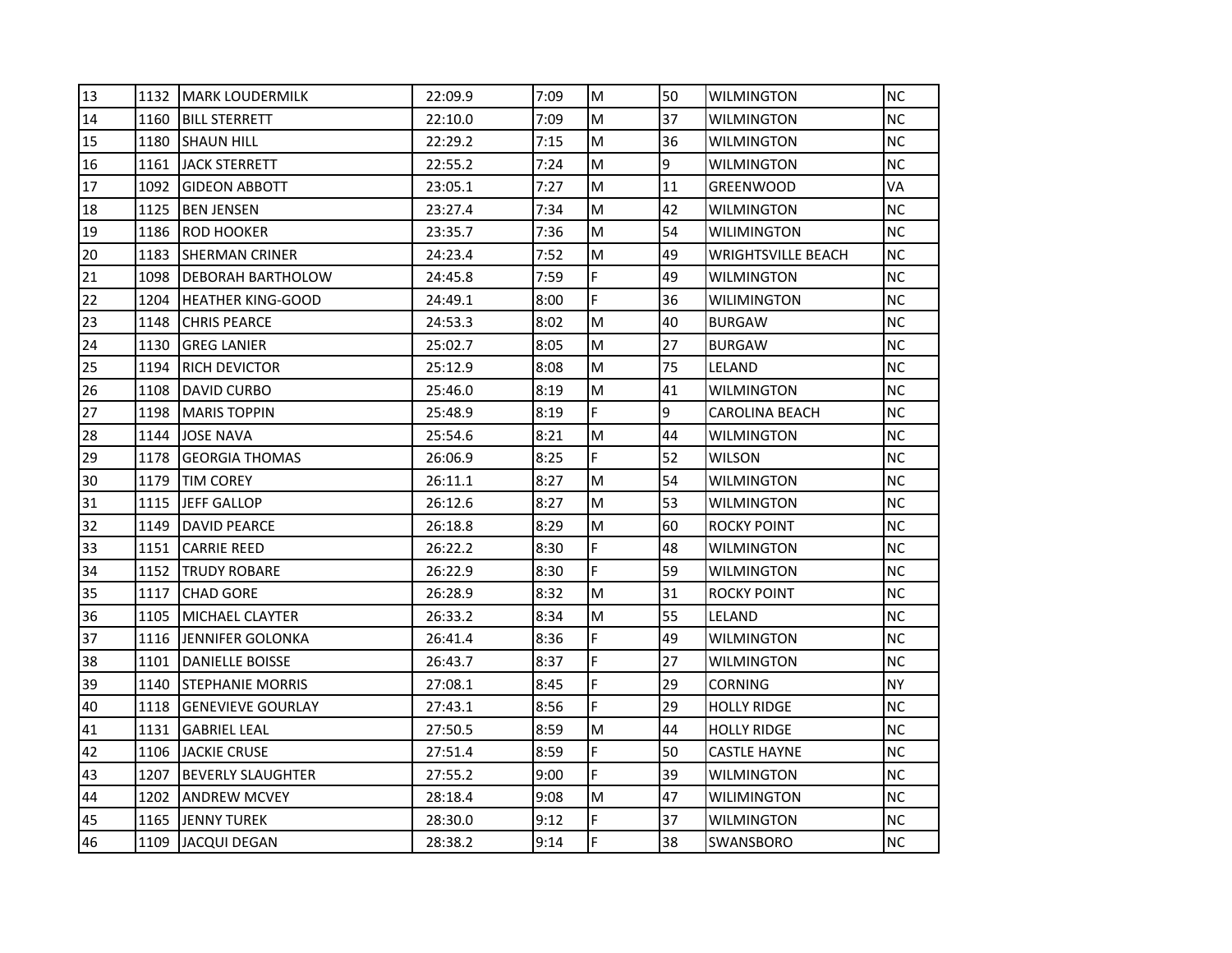| | | | | | | | | |
|---|---|---|---|---|---|---|---|---|
| 13 | 1132 | MARK LOUDERMILK | 22:09.9 | 7:09 | M | 50 | WILMINGTON | NC |
| 14 | 1160 | BILL STERRETT | 22:10.0 | 7:09 | M | 37 | WILMINGTON | NC |
| 15 | 1180 | SHAUN HILL | 22:29.2 | 7:15 | M | 36 | WILMINGTON | NC |
| 16 | 1161 | JACK STERRETT | 22:55.2 | 7:24 | M | 9 | WILMINGTON | NC |
| 17 | 1092 | GIDEON ABBOTT | 23:05.1 | 7:27 | M | 11 | GREENWOOD | VA |
| 18 | 1125 | BEN JENSEN | 23:27.4 | 7:34 | M | 42 | WILMINGTON | NC |
| 19 | 1186 | ROD HOOKER | 23:35.7 | 7:36 | M | 54 | WILIMINGTON | NC |
| 20 | 1183 | SHERMAN CRINER | 24:23.4 | 7:52 | M | 49 | WRIGHTSVILLE BEACH | NC |
| 21 | 1098 | DEBORAH BARTHOLOW | 24:45.8 | 7:59 | F | 49 | WILMINGTON | NC |
| 22 | 1204 | HEATHER KING-GOOD | 24:49.1 | 8:00 | F | 36 | WILIMINGTON | NC |
| 23 | 1148 | CHRIS PEARCE | 24:53.3 | 8:02 | M | 40 | BURGAW | NC |
| 24 | 1130 | GREG LANIER | 25:02.7 | 8:05 | M | 27 | BURGAW | NC |
| 25 | 1194 | RICH DEVICTOR | 25:12.9 | 8:08 | M | 75 | LELAND | NC |
| 26 | 1108 | DAVID CURBO | 25:46.0 | 8:19 | M | 41 | WILMINGTON | NC |
| 27 | 1198 | MARIS TOPPIN | 25:48.9 | 8:19 | F | 9 | CAROLINA BEACH | NC |
| 28 | 1144 | JOSE NAVA | 25:54.6 | 8:21 | M | 44 | WILMINGTON | NC |
| 29 | 1178 | GEORGIA THOMAS | 26:06.9 | 8:25 | F | 52 | WILSON | NC |
| 30 | 1179 | TIM COREY | 26:11.1 | 8:27 | M | 54 | WILMINGTON | NC |
| 31 | 1115 | JEFF GALLOP | 26:12.6 | 8:27 | M | 53 | WILMINGTON | NC |
| 32 | 1149 | DAVID PEARCE | 26:18.8 | 8:29 | M | 60 | ROCKY POINT | NC |
| 33 | 1151 | CARRIE REED | 26:22.2 | 8:30 | F | 48 | WILMINGTON | NC |
| 34 | 1152 | TRUDY ROBARE | 26:22.9 | 8:30 | F | 59 | WILMINGTON | NC |
| 35 | 1117 | CHAD GORE | 26:28.9 | 8:32 | M | 31 | ROCKY POINT | NC |
| 36 | 1105 | MICHAEL CLAYTER | 26:33.2 | 8:34 | M | 55 | LELAND | NC |
| 37 | 1116 | JENNIFER GOLONKA | 26:41.4 | 8:36 | F | 49 | WILMINGTON | NC |
| 38 | 1101 | DANIELLE BOISSE | 26:43.7 | 8:37 | F | 27 | WILMINGTON | NC |
| 39 | 1140 | STEPHANIE MORRIS | 27:08.1 | 8:45 | F | 29 | CORNING | NY |
| 40 | 1118 | GENEVIEVE GOURLAY | 27:43.1 | 8:56 | F | 29 | HOLLY RIDGE | NC |
| 41 | 1131 | GABRIEL LEAL | 27:50.5 | 8:59 | M | 44 | HOLLY RIDGE | NC |
| 42 | 1106 | JACKIE CRUSE | 27:51.4 | 8:59 | F | 50 | CASTLE HAYNE | NC |
| 43 | 1207 | BEVERLY SLAUGHTER | 27:55.2 | 9:00 | F | 39 | WILMINGTON | NC |
| 44 | 1202 | ANDREW MCVEY | 28:18.4 | 9:08 | M | 47 | WILIMINGTON | NC |
| 45 | 1165 | JENNY TUREK | 28:30.0 | 9:12 | F | 37 | WILMINGTON | NC |
| 46 | 1109 | JACQUI DEGAN | 28:38.2 | 9:14 | F | 38 | SWANSBORO | NC |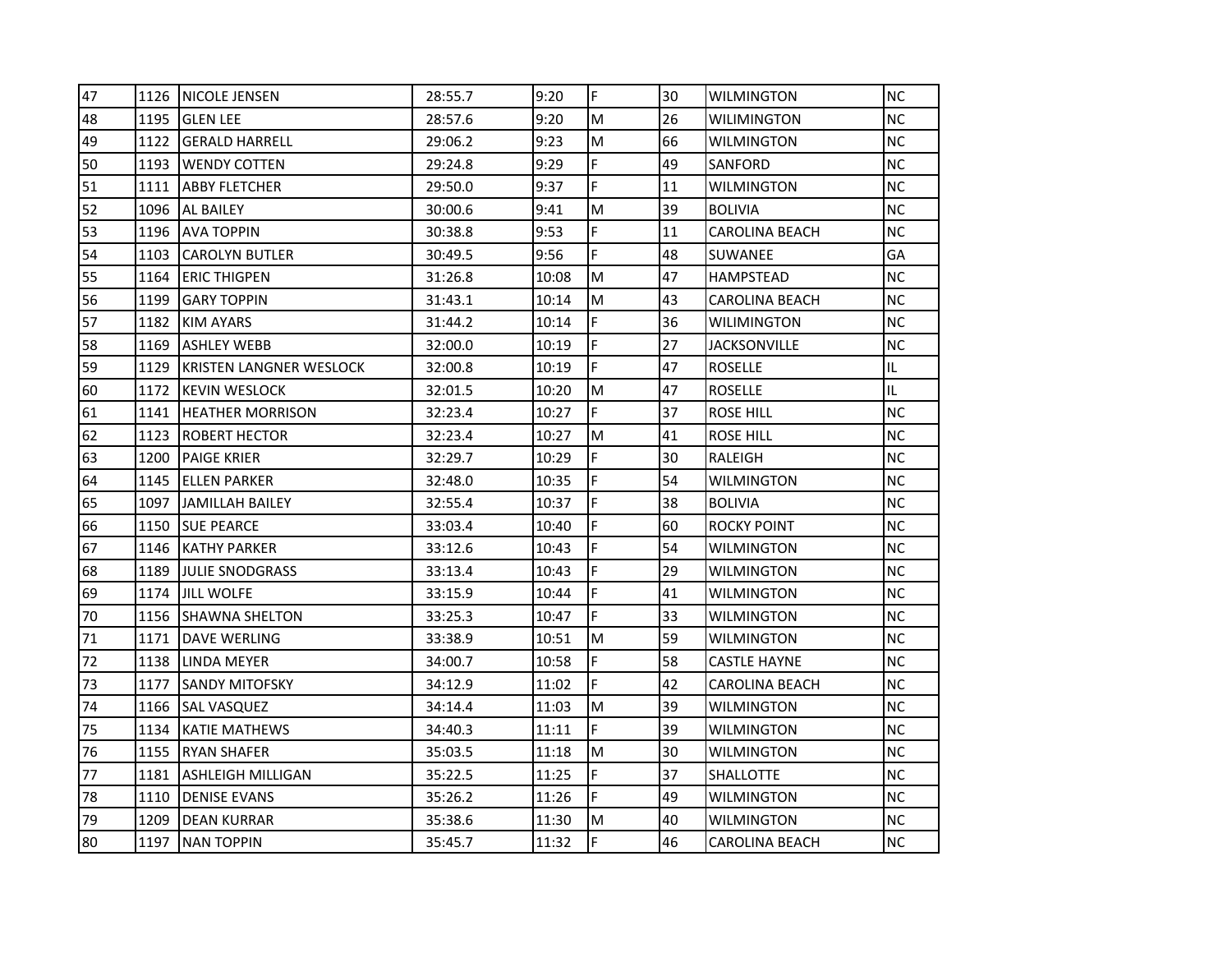| | | | | | | | | |
|---|---|---|---|---|---|---|---|---|
| 47 | 1126 | NICOLE JENSEN | 28:55.7 | 9:20 | F | 30 | WILMINGTON | NC |
| 48 | 1195 | GLEN LEE | 28:57.6 | 9:20 | M | 26 | WILIMINGTON | NC |
| 49 | 1122 | GERALD HARRELL | 29:06.2 | 9:23 | M | 66 | WILMINGTON | NC |
| 50 | 1193 | WENDY COTTEN | 29:24.8 | 9:29 | F | 49 | SANFORD | NC |
| 51 | 1111 | ABBY FLETCHER | 29:50.0 | 9:37 | F | 11 | WILMINGTON | NC |
| 52 | 1096 | AL BAILEY | 30:00.6 | 9:41 | M | 39 | BOLIVIA | NC |
| 53 | 1196 | AVA TOPPIN | 30:38.8 | 9:53 | F | 11 | CAROLINA BEACH | NC |
| 54 | 1103 | CAROLYN BUTLER | 30:49.5 | 9:56 | F | 48 | SUWANEE | GA |
| 55 | 1164 | ERIC THIGPEN | 31:26.8 | 10:08 | M | 47 | HAMPSTEAD | NC |
| 56 | 1199 | GARY TOPPIN | 31:43.1 | 10:14 | M | 43 | CAROLINA BEACH | NC |
| 57 | 1182 | KIM AYARS | 31:44.2 | 10:14 | F | 36 | WILIMINGTON | NC |
| 58 | 1169 | ASHLEY WEBB | 32:00.0 | 10:19 | F | 27 | JACKSONVILLE | NC |
| 59 | 1129 | KRISTEN LANGNER WESLOCK | 32:00.8 | 10:19 | F | 47 | ROSELLE | IL |
| 60 | 1172 | KEVIN WESLOCK | 32:01.5 | 10:20 | M | 47 | ROSELLE | IL |
| 61 | 1141 | HEATHER MORRISON | 32:23.4 | 10:27 | F | 37 | ROSE HILL | NC |
| 62 | 1123 | ROBERT HECTOR | 32:23.4 | 10:27 | M | 41 | ROSE HILL | NC |
| 63 | 1200 | PAIGE KRIER | 32:29.7 | 10:29 | F | 30 | RALEIGH | NC |
| 64 | 1145 | ELLEN PARKER | 32:48.0 | 10:35 | F | 54 | WILMINGTON | NC |
| 65 | 1097 | JAMILLAH BAILEY | 32:55.4 | 10:37 | F | 38 | BOLIVIA | NC |
| 66 | 1150 | SUE PEARCE | 33:03.4 | 10:40 | F | 60 | ROCKY POINT | NC |
| 67 | 1146 | KATHY PARKER | 33:12.6 | 10:43 | F | 54 | WILMINGTON | NC |
| 68 | 1189 | JULIE SNODGRASS | 33:13.4 | 10:43 | F | 29 | WILMINGTON | NC |
| 69 | 1174 | JILL WOLFE | 33:15.9 | 10:44 | F | 41 | WILMINGTON | NC |
| 70 | 1156 | SHAWNA SHELTON | 33:25.3 | 10:47 | F | 33 | WILMINGTON | NC |
| 71 | 1171 | DAVE WERLING | 33:38.9 | 10:51 | M | 59 | WILMINGTON | NC |
| 72 | 1138 | LINDA MEYER | 34:00.7 | 10:58 | F | 58 | CASTLE HAYNE | NC |
| 73 | 1177 | SANDY MITOFSKY | 34:12.9 | 11:02 | F | 42 | CAROLINA BEACH | NC |
| 74 | 1166 | SAL VASQUEZ | 34:14.4 | 11:03 | M | 39 | WILMINGTON | NC |
| 75 | 1134 | KATIE MATHEWS | 34:40.3 | 11:11 | F | 39 | WILMINGTON | NC |
| 76 | 1155 | RYAN SHAFER | 35:03.5 | 11:18 | M | 30 | WILMINGTON | NC |
| 77 | 1181 | ASHLEIGH MILLIGAN | 35:22.5 | 11:25 | F | 37 | SHALLOTTE | NC |
| 78 | 1110 | DENISE EVANS | 35:26.2 | 11:26 | F | 49 | WILMINGTON | NC |
| 79 | 1209 | DEAN KURRAR | 35:38.6 | 11:30 | M | 40 | WILMINGTON | NC |
| 80 | 1197 | NAN TOPPIN | 35:45.7 | 11:32 | F | 46 | CAROLINA BEACH | NC |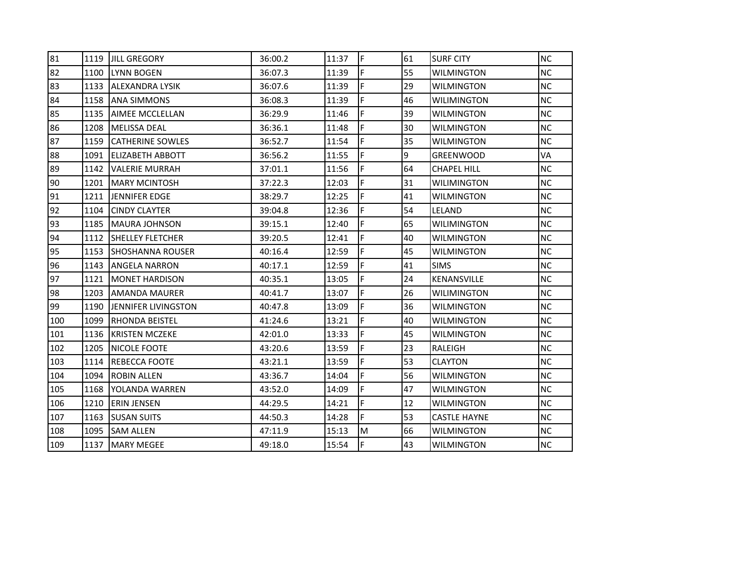| | | | | | | | | |
|---|---|---|---|---|---|---|---|---|
| 81 | 1119 | JILL GREGORY | 36:00.2 | 11:37 | F | 61 | SURF CITY | NC |
| 82 | 1100 | LYNN BOGEN | 36:07.3 | 11:39 | F | 55 | WILMINGTON | NC |
| 83 | 1133 | ALEXANDRA LYSIK | 36:07.6 | 11:39 | F | 29 | WILMINGTON | NC |
| 84 | 1158 | ANA SIMMONS | 36:08.3 | 11:39 | F | 46 | WILIMINGTON | NC |
| 85 | 1135 | AIMEE MCCLELLAN | 36:29.9 | 11:46 | F | 39 | WILMINGTON | NC |
| 86 | 1208 | MELISSA DEAL | 36:36.1 | 11:48 | F | 30 | WILMINGTON | NC |
| 87 | 1159 | CATHERINE SOWLES | 36:52.7 | 11:54 | F | 35 | WILMINGTON | NC |
| 88 | 1091 | ELIZABETH ABBOTT | 36:56.2 | 11:55 | F | 9 | GREENWOOD | VA |
| 89 | 1142 | VALERIE MURRAH | 37:01.1 | 11:56 | F | 64 | CHAPEL HILL | NC |
| 90 | 1201 | MARY MCINTOSH | 37:22.3 | 12:03 | F | 31 | WILIMINGTON | NC |
| 91 | 1211 | JENNIFER EDGE | 38:29.7 | 12:25 | F | 41 | WILMINGTON | NC |
| 92 | 1104 | CINDY CLAYTER | 39:04.8 | 12:36 | F | 54 | LELAND | NC |
| 93 | 1185 | MAURA JOHNSON | 39:15.1 | 12:40 | F | 65 | WILIMINGTON | NC |
| 94 | 1112 | SHELLEY FLETCHER | 39:20.5 | 12:41 | F | 40 | WILMINGTON | NC |
| 95 | 1153 | SHOSHANNA ROUSER | 40:16.4 | 12:59 | F | 45 | WILMINGTON | NC |
| 96 | 1143 | ANGELA NARRON | 40:17.1 | 12:59 | F | 41 | SIMS | NC |
| 97 | 1121 | MONET HARDISON | 40:35.1 | 13:05 | F | 24 | KENANSVILLE | NC |
| 98 | 1203 | AMANDA MAURER | 40:41.7 | 13:07 | F | 26 | WILIMINGTON | NC |
| 99 | 1190 | JENNIFER LIVINGSTON | 40:47.8 | 13:09 | F | 36 | WILMINGTON | NC |
| 100 | 1099 | RHONDA BEISTEL | 41:24.6 | 13:21 | F | 40 | WILMINGTON | NC |
| 101 | 1136 | KRISTEN MCZEKE | 42:01.0 | 13:33 | F | 45 | WILMINGTON | NC |
| 102 | 1205 | NICOLE FOOTE | 43:20.6 | 13:59 | F | 23 | RALEIGH | NC |
| 103 | 1114 | REBECCA FOOTE | 43:21.1 | 13:59 | F | 53 | CLAYTON | NC |
| 104 | 1094 | ROBIN ALLEN | 43:36.7 | 14:04 | F | 56 | WILMINGTON | NC |
| 105 | 1168 | YOLANDA WARREN | 43:52.0 | 14:09 | F | 47 | WILMINGTON | NC |
| 106 | 1210 | ERIN JENSEN | 44:29.5 | 14:21 | F | 12 | WILMINGTON | NC |
| 107 | 1163 | SUSAN SUITS | 44:50.3 | 14:28 | F | 53 | CASTLE HAYNE | NC |
| 108 | 1095 | SAM ALLEN | 47:11.9 | 15:13 | M | 66 | WILMINGTON | NC |
| 109 | 1137 | MARY MEGEE | 49:18.0 | 15:54 | F | 43 | WILMINGTON | NC |